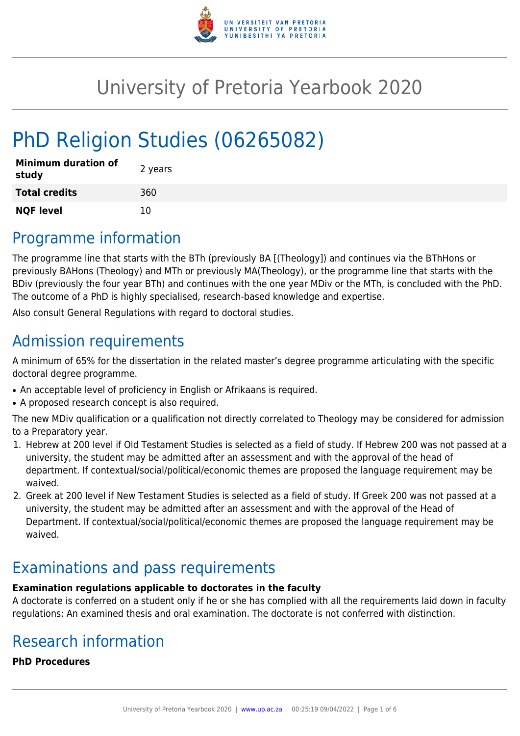# University of Pretoria Yearbook 2020

# PhD Religion Studies (06265082)

| | |
|---|---|
| **Minimum duration of study** | 2 years |
| **Total credits** | 360 |
| **NQF level** | 10 |

## Programme information

The programme line that starts with the BTh (previously BA [(Theology]) and continues via the BThHons or previously BAHons (Theology) and MTh or previously MA(Theology), or the programme line that starts with the BDiv (previously the four year BTh) and continues with the one year MDiv or the MTh, is concluded with the PhD. The outcome of a PhD is highly specialised, research-based knowledge and expertise.

Also consult General Regulations with regard to doctoral studies.

## Admission requirements

A minimum of 65% for the dissertation in the related master's degree programme articulating with the specific doctoral degree programme.

- An acceptable level of proficiency in English or Afrikaans is required.
- A proposed research concept is also required.

The new MDiv qualification or a qualification not directly correlated to Theology may be considered for admission to a Preparatory year.

1. Hebrew at 200 level if Old Testament Studies is selected as a field of study. If Hebrew 200 was not passed at a university, the student may be admitted after an assessment and with the approval of the head of department. If contextual/social/political/economic themes are proposed the language requirement may be waived.
2. Greek at 200 level if New Testament Studies is selected as a field of study. If Greek 200 was not passed at a university, the student may be admitted after an assessment and with the approval of the Head of Department. If contextual/social/political/economic themes are proposed the language requirement may be waived.

## Examinations and pass requirements

**Examination regulations applicable to doctorates in the faculty**

A doctorate is conferred on a student only if he or she has complied with all the requirements laid down in faculty regulations: An examined thesis and oral examination. The doctorate is not conferred with distinction.

## Research information

**PhD Procedures**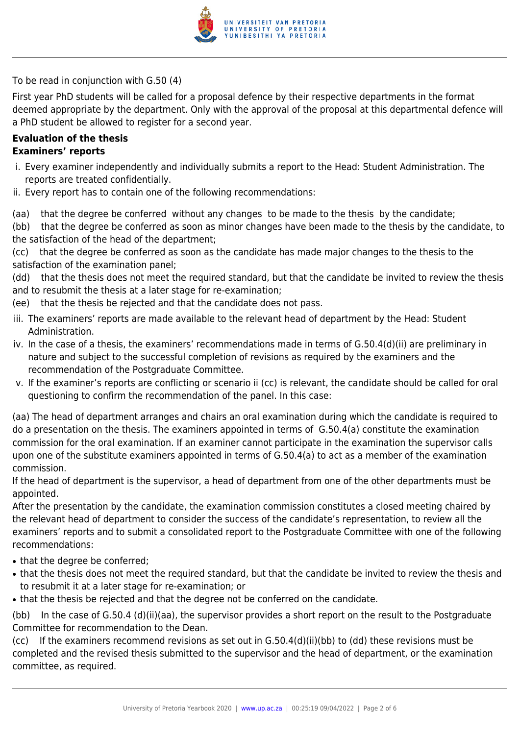To be read in conjunction with G.50 (4)

First year PhD students will be called for a proposal defence by their respective departments in the format deemed appropriate by the department. Only with the approval of the proposal at this departmental defence will a PhD student be allowed to register for a second year.

**Evaluation of the thesis**
**Examiners' reports**

i. Every examiner independently and individually submits a report to the Head: Student Administration. The reports are treated confidentially.
ii. Every report has to contain one of the following recommendations:

(aa) that the degree be conferred without any changes to be made to the thesis by the candidate;
(bb) that the degree be conferred as soon as minor changes have been made to the thesis by the candidate, to the satisfaction of the head of the department;
(cc) that the degree be conferred as soon as the candidate has made major changes to the thesis to the satisfaction of the examination panel;
(dd) that the thesis does not meet the required standard, but that the candidate be invited to review the thesis and to resubmit the thesis at a later stage for re-examination;
(ee) that the thesis be rejected and that the candidate does not pass.

iii. The examiners' reports are made available to the relevant head of department by the Head: Student Administration.
iv. In the case of a thesis, the examiners' recommendations made in terms of G.50.4(d)(ii) are preliminary in nature and subject to the successful completion of revisions as required by the examiners and the recommendation of the Postgraduate Committee.
v. If the examiner's reports are conflicting or scenario ii (cc) is relevant, the candidate should be called for oral questioning to confirm the recommendation of the panel. In this case:

(aa) The head of department arranges and chairs an oral examination during which the candidate is required to do a presentation on the thesis. The examiners appointed in terms of G.50.4(a) constitute the examination commission for the oral examination. If an examiner cannot participate in the examination the supervisor calls upon one of the substitute examiners appointed in terms of G.50.4(a) to act as a member of the examination commission.
If the head of department is the supervisor, a head of department from one of the other departments must be appointed.
After the presentation by the candidate, the examination commission constitutes a closed meeting chaired by the relevant head of department to consider the success of the candidate's representation, to review all the examiners' reports and to submit a consolidated report to the Postgraduate Committee with one of the following recommendations:

- that the degree be conferred;
- that the thesis does not meet the required standard, but that the candidate be invited to review the thesis and to resubmit it at a later stage for re-examination; or
- that the thesis be rejected and that the degree not be conferred on the candidate.

(bb) In the case of G.50.4 (d)(ii)(aa), the supervisor provides a short report on the result to the Postgraduate Committee for recommendation to the Dean.
(cc) If the examiners recommend revisions as set out in G.50.4(d)(ii)(bb) to (dd) these revisions must be completed and the revised thesis submitted to the supervisor and the head of department, or the examination committee, as required.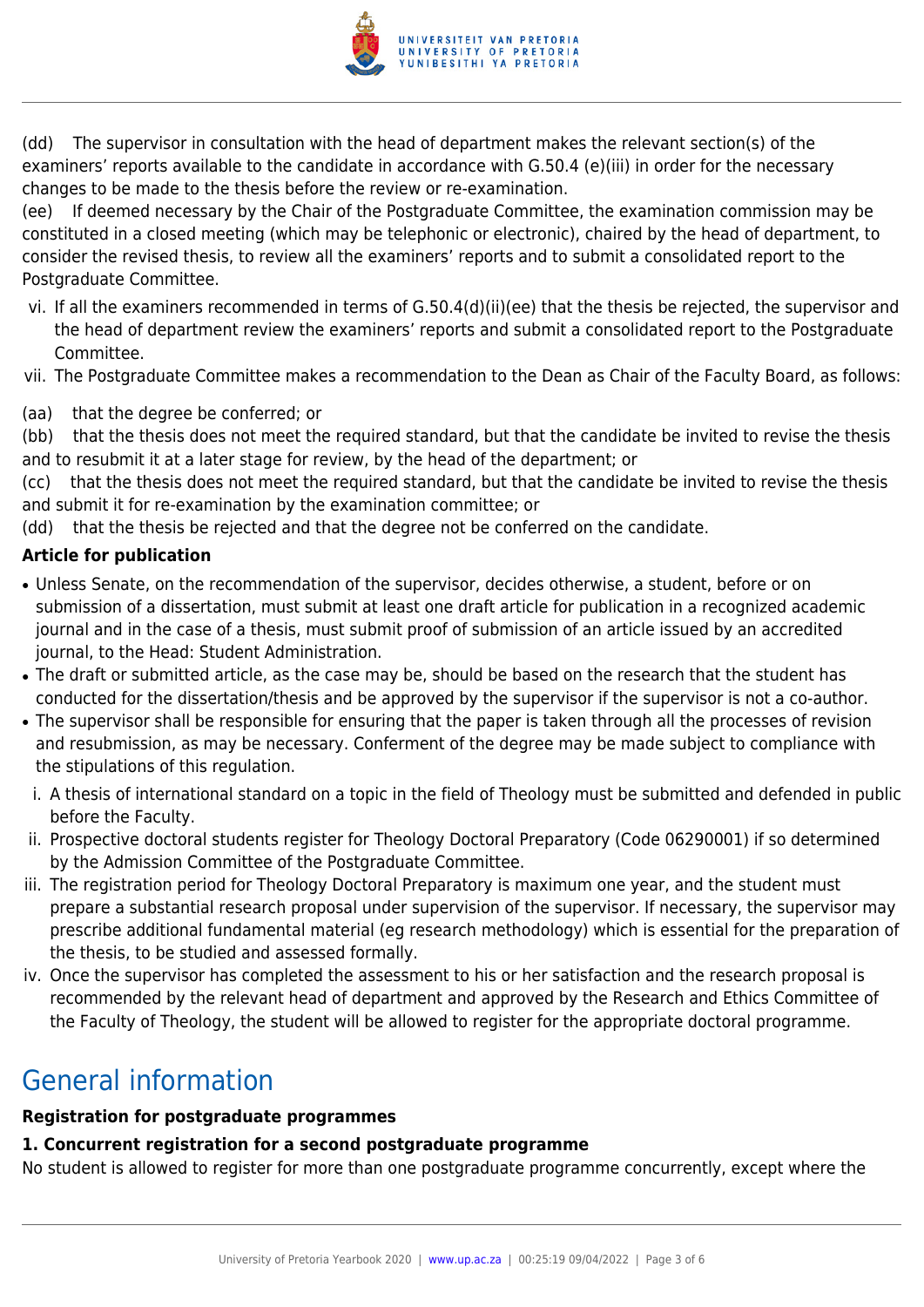(dd) The supervisor in consultation with the head of department makes the relevant section(s) of the examiners' reports available to the candidate in accordance with G.50.4 (e)(iii) in order for the necessary changes to be made to the thesis before the review or re-examination.

(ee) If deemed necessary by the Chair of the Postgraduate Committee, the examination commission may be constituted in a closed meeting (which may be telephonic or electronic), chaired by the head of department, to consider the revised thesis, to review all the examiners' reports and to submit a consolidated report to the Postgraduate Committee.

vi. If all the examiners recommended in terms of G.50.4(d)(ii)(ee) that the thesis be rejected, the supervisor and the head of department review the examiners' reports and submit a consolidated report to the Postgraduate Committee.

vii. The Postgraduate Committee makes a recommendation to the Dean as Chair of the Faculty Board, as follows:

(aa) that the degree be conferred; or

(bb) that the thesis does not meet the required standard, but that the candidate be invited to revise the thesis and to resubmit it at a later stage for review, by the head of the department; or

(cc) that the thesis does not meet the required standard, but that the candidate be invited to revise the thesis and submit it for re-examination by the examination committee; or

(dd) that the thesis be rejected and that the degree not be conferred on the candidate.

**Article for publication**

- Unless Senate, on the recommendation of the supervisor, decides otherwise, a student, before or on submission of a dissertation, must submit at least one draft article for publication in a recognized academic journal and in the case of a thesis, must submit proof of submission of an article issued by an accredited journal, to the Head: Student Administration.
- The draft or submitted article, as the case may be, should be based on the research that the student has conducted for the dissertation/thesis and be approved by the supervisor if the supervisor is not a co-author.
- The supervisor shall be responsible for ensuring that the paper is taken through all the processes of revision and resubmission, as may be necessary. Conferment of the degree may be made subject to compliance with the stipulations of this regulation.

i. A thesis of international standard on a topic in the field of Theology must be submitted and defended in public before the Faculty.

ii. Prospective doctoral students register for Theology Doctoral Preparatory (Code 06290001) if so determined by the Admission Committee of the Postgraduate Committee.

iii. The registration period for Theology Doctoral Preparatory is maximum one year, and the student must prepare a substantial research proposal under supervision of the supervisor. If necessary, the supervisor may prescribe additional fundamental material (eg research methodology) which is essential for the preparation of the thesis, to be studied and assessed formally.

iv. Once the supervisor has completed the assessment to his or her satisfaction and the research proposal is recommended by the relevant head of department and approved by the Research and Ethics Committee of the Faculty of Theology, the student will be allowed to register for the appropriate doctoral programme.

# General information

**Registration for postgraduate programmes**

**1. Concurrent registration for a second postgraduate programme**

No student is allowed to register for more than one postgraduate programme concurrently, except where the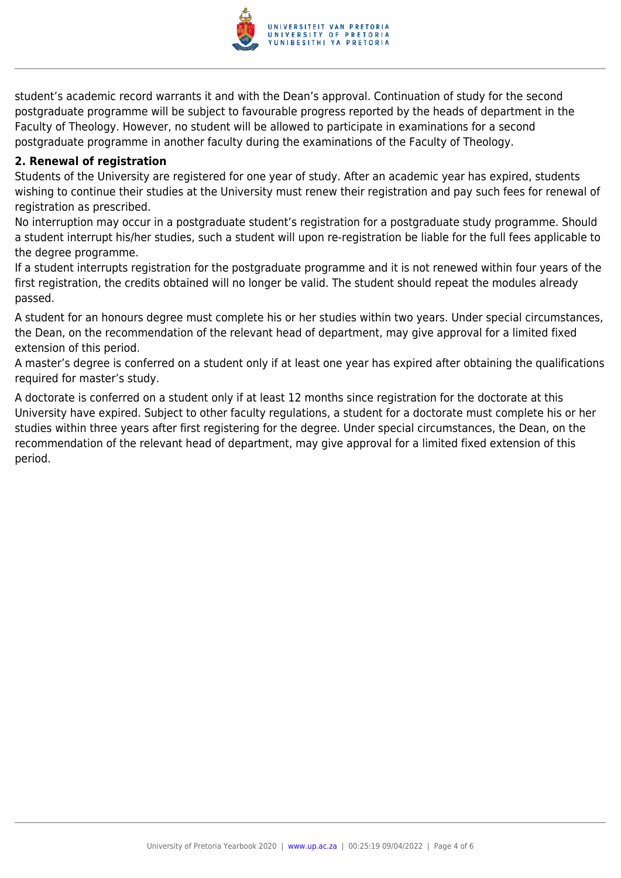student's academic record warrants it and with the Dean's approval. Continuation of study for the second postgraduate programme will be subject to favourable progress reported by the heads of department in the Faculty of Theology. However, no student will be allowed to participate in examinations for a second postgraduate programme in another faculty during the examinations of the Faculty of Theology.

**2. Renewal of registration**

Students of the University are registered for one year of study. After an academic year has expired, students wishing to continue their studies at the University must renew their registration and pay such fees for renewal of registration as prescribed.

No interruption may occur in a postgraduate student's registration for a postgraduate study programme. Should a student interrupt his/her studies, such a student will upon re-registration be liable for the full fees applicable to the degree programme.

If a student interrupts registration for the postgraduate programme and it is not renewed within four years of the first registration, the credits obtained will no longer be valid. The student should repeat the modules already passed.

A student for an honours degree must complete his or her studies within two years. Under special circumstances, the Dean, on the recommendation of the relevant head of department, may give approval for a limited fixed extension of this period.

A master's degree is conferred on a student only if at least one year has expired after obtaining the qualifications required for master's study.

A doctorate is conferred on a student only if at least 12 months since registration for the doctorate at this University have expired. Subject to other faculty regulations, a student for a doctorate must complete his or her studies within three years after first registering for the degree. Under special circumstances, the Dean, on the recommendation of the relevant head of department, may give approval for a limited fixed extension of this period.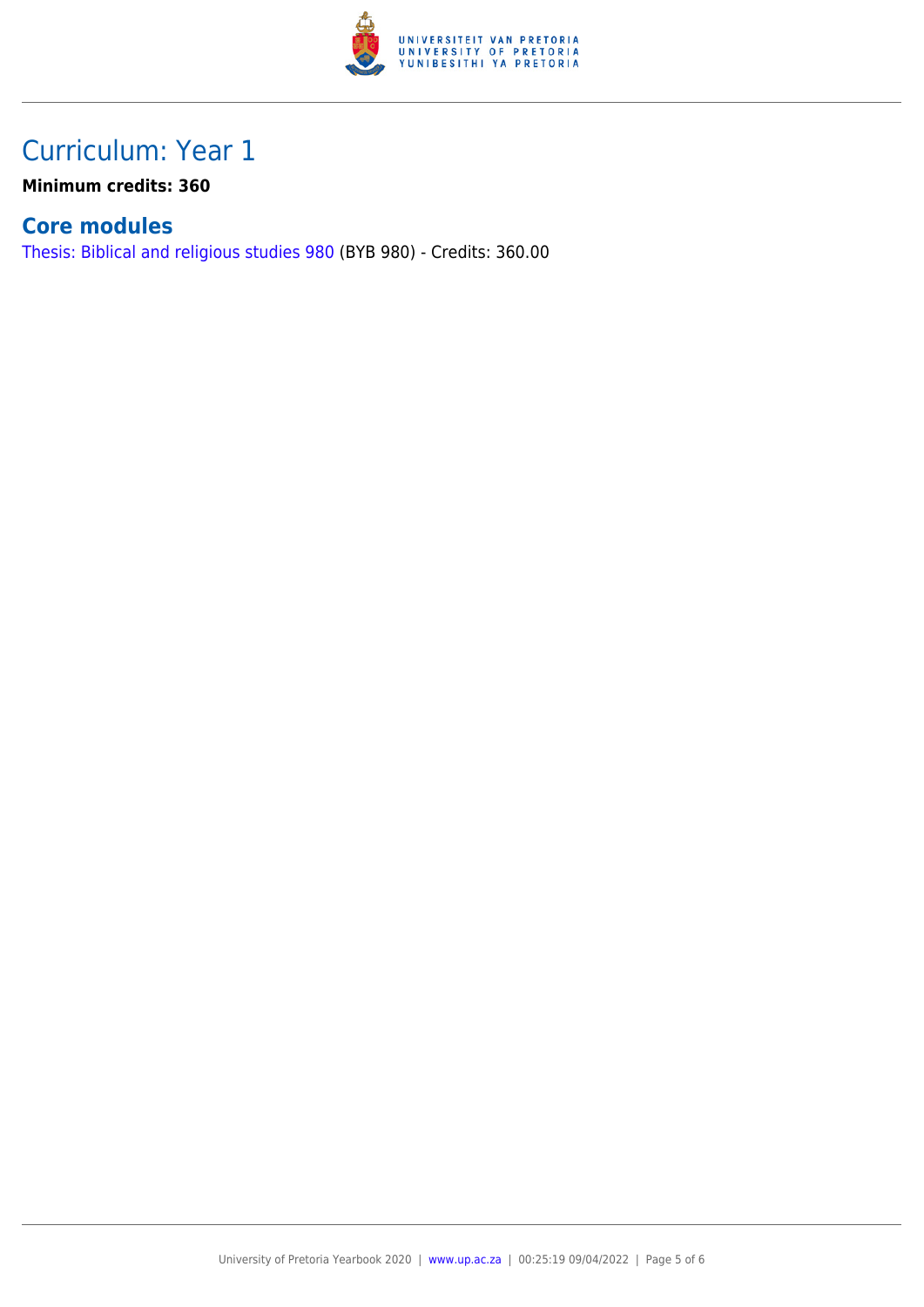# Curriculum: Year 1

**Minimum credits: 360**

## Core modules

Thesis: Biblical and religious studies 980 (BYB 980) - Credits: 360.00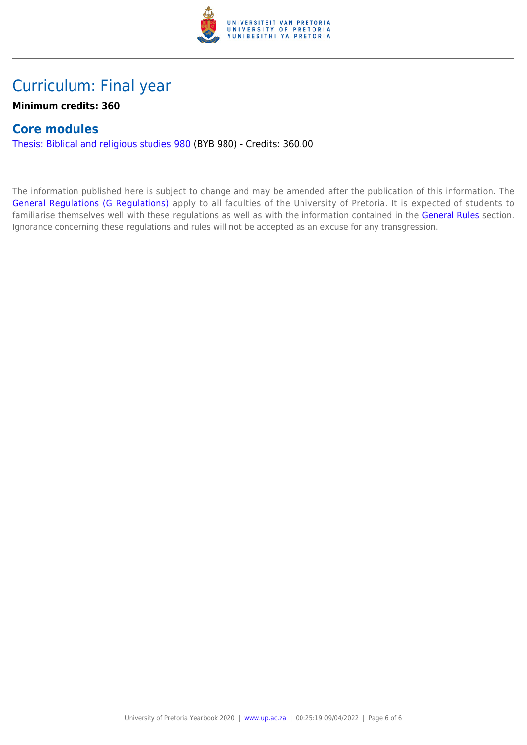## Curriculum: Final year

**Minimum credits: 360**

### Core modules

Thesis: Biblical and religious studies 980 (BYB 980) - Credits: 360.00

The information published here is subject to change and may be amended after the publication of this information. The General Regulations (G Regulations) apply to all faculties of the University of Pretoria. It is expected of students to familiarise themselves well with these regulations as well as with the information contained in the General Rules section. Ignorance concerning these regulations and rules will not be accepted as an excuse for any transgression.